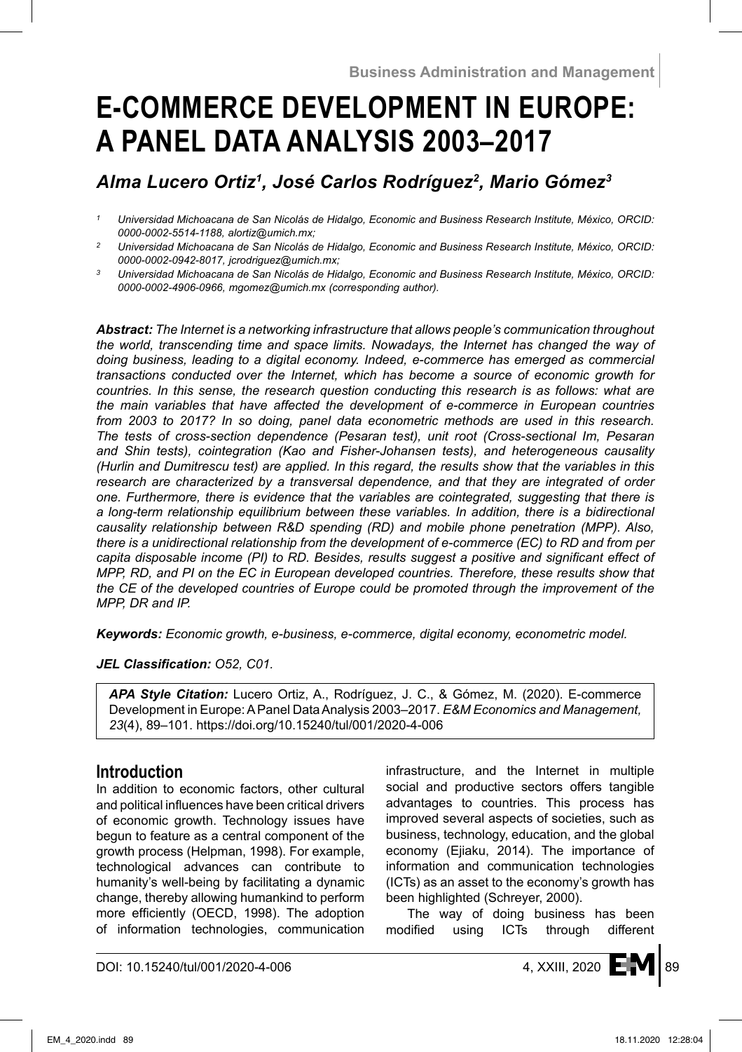# E-COMMERCE DEVELOPMENT IN EUROPE: A PANEL DATA ANALYSIS 2003–2017

*Alma Lucero Ortiz[1], José Carlos Rodríguez[2], Mario Gómez[3]*

*[1] Universidad Michoacana de San Nicolás de Hidalgo, Economic and Business Research Institute, México, ORCID: 0000-0002-5514-1188, alortiz@umich.mx;*

*[2] Universidad Michoacana de San Nicolás de Hidalgo, Economic and Business Research Institute, México, ORCID: 0000-0002-0942-8017, jcrodriguez@umich.mx;*

*[3] Universidad Michoacana de San Nicolás de Hidalgo, Economic and Business Research Institute, México, ORCID: 0000-0002-4906-0966, mgomez@umich.mx (corresponding author).*

***Abstract:*** *The Internet is a networking infrastructure that allows people's communication throughout the world, transcending time and space limits. Nowadays, the Internet has changed the way of doing business, leading to a digital economy. Indeed, e-commerce has emerged as commercial transactions conducted over the Internet, which has become a source of economic growth for countries. In this sense, the research question conducting this research is as follows: what are the main variables that have affected the development of e-commerce in European countries from 2003 to 2017? In so doing, panel data econometric methods are used in this research. The tests of cross-section dependence (Pesaran test), unit root (Cross-sectional Im, Pesaran and Shin tests), cointegration (Kao and Fisher-Johansen tests), and heterogeneous causality (Hurlin and Dumitrescu test) are applied. In this regard, the results show that the variables in this research are characterized by a transversal dependence, and that they are integrated of order one. Furthermore, there is evidence that the variables are cointegrated, suggesting that there is a long-term relationship equilibrium between these variables. In addition, there is a bidirectional causality relationship between R&D spending (RD) and mobile phone penetration (MPP). Also, there is a unidirectional relationship from the development of e-commerce (EC) to RD and from per capita disposable income (PI) to RD. Besides, results suggest a positive and significant effect of MPP, RD, and PI on the EC in European developed countries. Therefore, these results show that the CE of the developed countries of Europe could be promoted through the improvement of the MPP, DR and IP.*

***Keywords:*** *Economic growth, e-business, e-commerce, digital economy, econometric model.*

***JEL Classification:*** *O52, C01.*

***APA Style Citation:*** Lucero Ortiz, A., Rodríguez, J. C., & Gómez, M. (2020). E-commerce Development in Europe: A Panel Data Analysis 2003–2017. *E&M Economics and Management, 23*(4), 89–101. https://doi.org/10.15240/tul/001/2020-4-006

## Introduction

In addition to economic factors, other cultural and political influences have been critical drivers of economic growth. Technology issues have begun to feature as a central component of the growth process (Helpman, 1998). For example, technological advances can contribute to humanity's well-being by facilitating a dynamic change, thereby allowing humankind to perform more efficiently (OECD, 1998). The adoption of information technologies, communication infrastructure, and the Internet in multiple social and productive sectors offers tangible advantages to countries. This process has improved several aspects of societies, such as business, technology, education, and the global economy (Ejiaku, 2014). The importance of information and communication technologies (ICTs) as an asset to the economy's growth has been highlighted (Schreyer, 2000).

The way of doing business has been modified using ICTs through different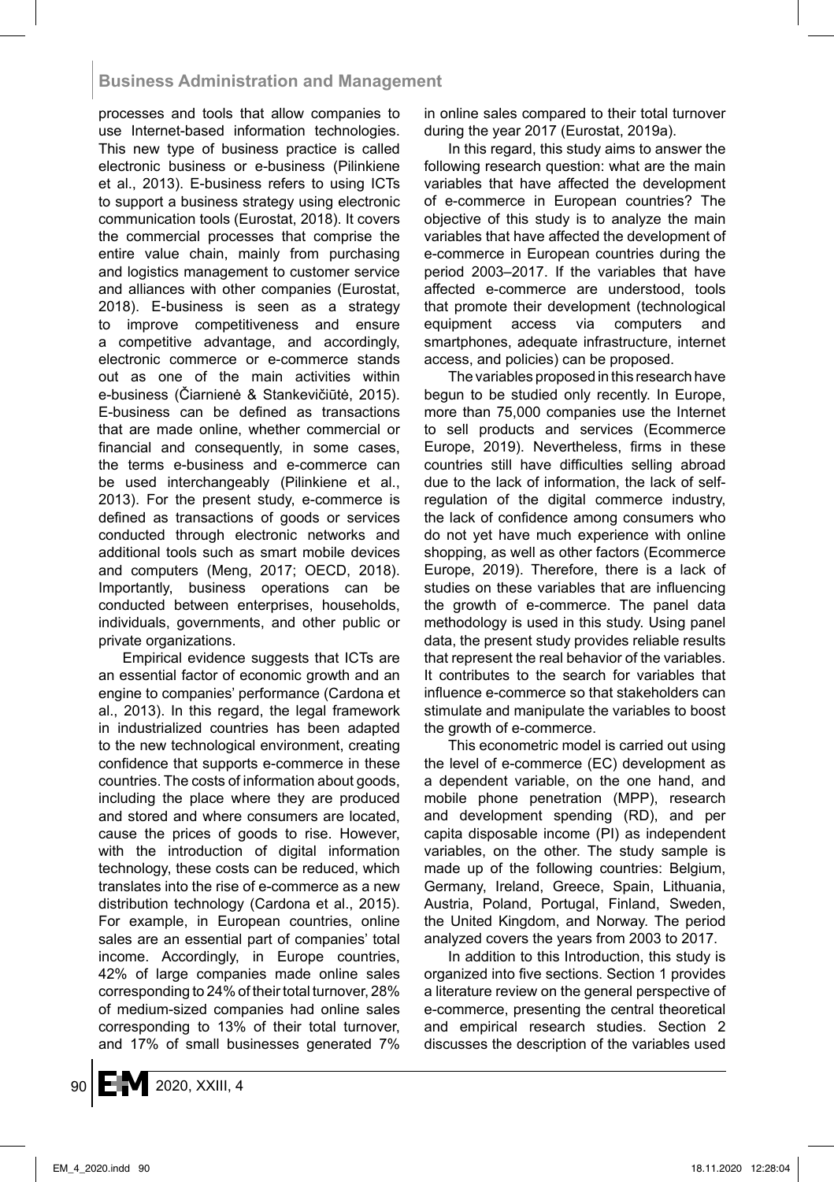processes and tools that allow companies to use Internet-based information technologies. This new type of business practice is called electronic business or e-business (Pilinkiene et al., 2013). E-business refers to using ICTs to support a business strategy using electronic communication tools (Eurostat, 2018). It covers the commercial processes that comprise the entire value chain, mainly from purchasing and logistics management to customer service and alliances with other companies (Eurostat, 2018). E-business is seen as a strategy to improve competitiveness and ensure a competitive advantage, and accordingly, electronic commerce or e-commerce stands out as one of the main activities within e-business (Čiarnienė & Stankevičiūtė, 2015). E-business can be defined as transactions that are made online, whether commercial or financial and consequently, in some cases, the terms e-business and e-commerce can be used interchangeably (Pilinkiene et al., 2013). For the present study, e-commerce is defined as transactions of goods or services conducted through electronic networks and additional tools such as smart mobile devices and computers (Meng, 2017; OECD, 2018). Importantly, business operations can be conducted between enterprises, households, individuals, governments, and other public or private organizations.

Empirical evidence suggests that ICTs are an essential factor of economic growth and an engine to companies' performance (Cardona et al., 2013). In this regard, the legal framework in industrialized countries has been adapted to the new technological environment, creating confidence that supports e-commerce in these countries. The costs of information about goods, including the place where they are produced and stored and where consumers are located, cause the prices of goods to rise. However, with the introduction of digital information technology, these costs can be reduced, which translates into the rise of e-commerce as a new distribution technology (Cardona et al., 2015). For example, in European countries, online sales are an essential part of companies' total income. Accordingly, in Europe countries, 42% of large companies made online sales corresponding to 24% of their total turnover, 28% of medium-sized companies had online sales corresponding to 13% of their total turnover, and 17% of small businesses generated 7% in online sales compared to their total turnover during the year 2017 (Eurostat, 2019a).

In this regard, this study aims to answer the following research question: what are the main variables that have affected the development of e-commerce in European countries? The objective of this study is to analyze the main variables that have affected the development of e-commerce in European countries during the period 2003–2017. If the variables that have affected e-commerce are understood, tools that promote their development (technological equipment access via computers and smartphones, adequate infrastructure, internet access, and policies) can be proposed.

The variables proposed in this research have begun to be studied only recently. In Europe, more than 75,000 companies use the Internet to sell products and services (Ecommerce Europe, 2019). Nevertheless, firms in these countries still have difficulties selling abroad due to the lack of information, the lack of self-regulation of the digital commerce industry, the lack of confidence among consumers who do not yet have much experience with online shopping, as well as other factors (Ecommerce Europe, 2019). Therefore, there is a lack of studies on these variables that are influencing the growth of e-commerce. The panel data methodology is used in this study. Using panel data, the present study provides reliable results that represent the real behavior of the variables. It contributes to the search for variables that influence e-commerce so that stakeholders can stimulate and manipulate the variables to boost the growth of e-commerce.

This econometric model is carried out using the level of e-commerce (EC) development as a dependent variable, on the one hand, and mobile phone penetration (MPP), research and development spending (RD), and per capita disposable income (PI) as independent variables, on the other. The study sample is made up of the following countries: Belgium, Germany, Ireland, Greece, Spain, Lithuania, Austria, Poland, Portugal, Finland, Sweden, the United Kingdom, and Norway. The period analyzed covers the years from 2003 to 2017.

In addition to this Introduction, this study is organized into five sections. Section 1 provides a literature review on the general perspective of e-commerce, presenting the central theoretical and empirical research studies. Section 2 discusses the description of the variables used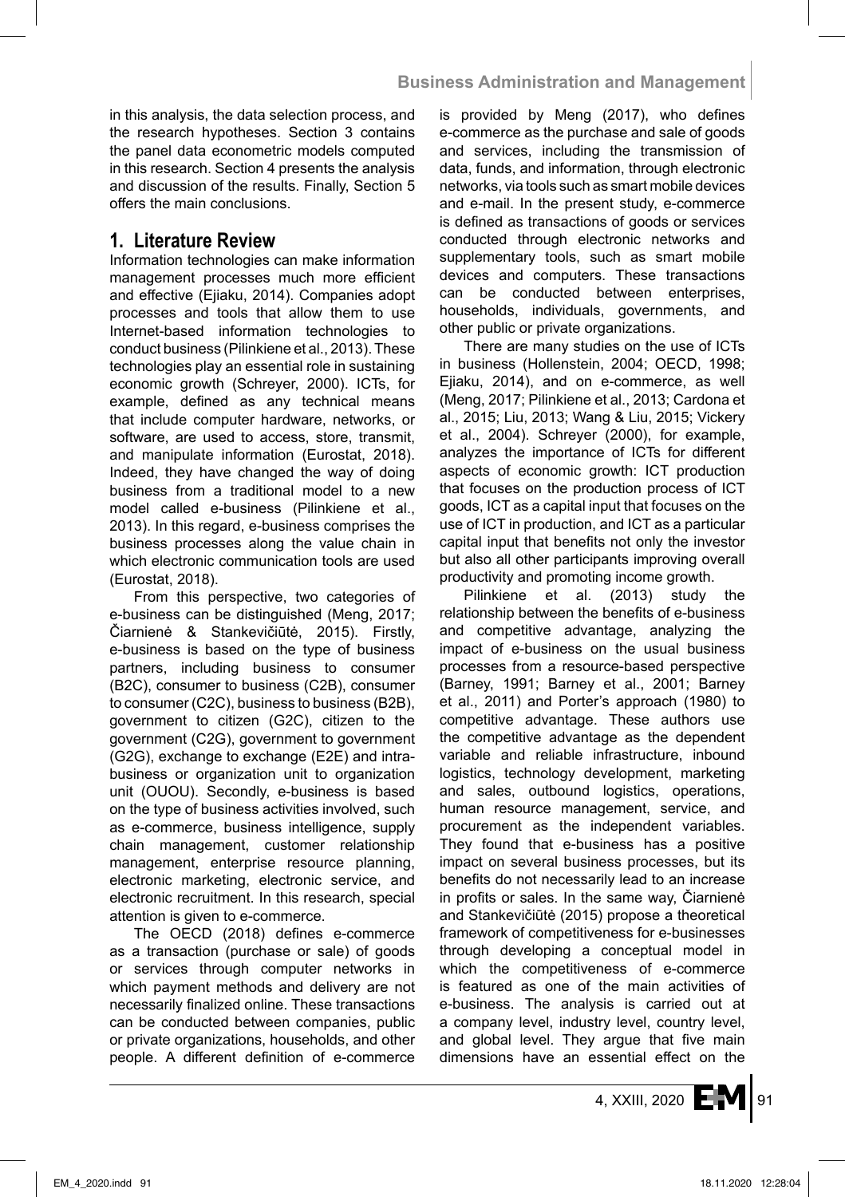in this analysis, the data selection process, and the research hypotheses. Section 3 contains the panel data econometric models computed in this research. Section 4 presents the analysis and discussion of the results. Finally, Section 5 offers the main conclusions.

## 1. Literature Review

Information technologies can make information management processes much more efficient and effective (Ejiaku, 2014). Companies adopt processes and tools that allow them to use Internet-based information technologies to conduct business (Pilinkiene et al., 2013). These technologies play an essential role in sustaining economic growth (Schreyer, 2000). ICTs, for example, defined as any technical means that include computer hardware, networks, or software, are used to access, store, transmit, and manipulate information (Eurostat, 2018). Indeed, they have changed the way of doing business from a traditional model to a new model called e-business (Pilinkiene et al., 2013). In this regard, e-business comprises the business processes along the value chain in which electronic communication tools are used (Eurostat, 2018).

From this perspective, two categories of e-business can be distinguished (Meng, 2017; Čiarnienė & Stankevičiūtė, 2015). Firstly, e-business is based on the type of business partners, including business to consumer (B2C), consumer to business (C2B), consumer to consumer (C2C), business to business (B2B), government to citizen (G2C), citizen to the government (C2G), government to government (G2G), exchange to exchange (E2E) and intra-business or organization unit to organization unit (OUOU). Secondly, e-business is based on the type of business activities involved, such as e-commerce, business intelligence, supply chain management, customer relationship management, enterprise resource planning, electronic marketing, electronic service, and electronic recruitment. In this research, special attention is given to e-commerce.

The OECD (2018) defines e-commerce as a transaction (purchase or sale) of goods or services through computer networks in which payment methods and delivery are not necessarily finalized online. These transactions can be conducted between companies, public or private organizations, households, and other people. A different definition of e-commerce is provided by Meng (2017), who defines e-commerce as the purchase and sale of goods and services, including the transmission of data, funds, and information, through electronic networks, via tools such as smart mobile devices and e-mail. In the present study, e-commerce is defined as transactions of goods or services conducted through electronic networks and supplementary tools, such as smart mobile devices and computers. These transactions can be conducted between enterprises, households, individuals, governments, and other public or private organizations.

There are many studies on the use of ICTs in business (Hollenstein, 2004; OECD, 1998; Ejiaku, 2014), and on e-commerce, as well (Meng, 2017; Pilinkiene et al., 2013; Cardona et al., 2015; Liu, 2013; Wang & Liu, 2015; Vickery et al., 2004). Schreyer (2000), for example, analyzes the importance of ICTs for different aspects of economic growth: ICT production that focuses on the production process of ICT goods, ICT as a capital input that focuses on the use of ICT in production, and ICT as a particular capital input that benefits not only the investor but also all other participants improving overall productivity and promoting income growth.

Pilinkiene et al. (2013) study the relationship between the benefits of e-business and competitive advantage, analyzing the impact of e-business on the usual business processes from a resource-based perspective (Barney, 1991; Barney et al., 2001; Barney et al., 2011) and Porter's approach (1980) to competitive advantage. These authors use the competitive advantage as the dependent variable and reliable infrastructure, inbound logistics, technology development, marketing and sales, outbound logistics, operations, human resource management, service, and procurement as the independent variables. They found that e-business has a positive impact on several business processes, but its benefits do not necessarily lead to an increase in profits or sales. In the same way, Čiarnienė and Stankevičiūtė (2015) propose a theoretical framework of competitiveness for e-businesses through developing a conceptual model in which the competitiveness of e-commerce is featured as one of the main activities of e-business. The analysis is carried out at a company level, industry level, country level, and global level. They argue that five main dimensions have an essential effect on the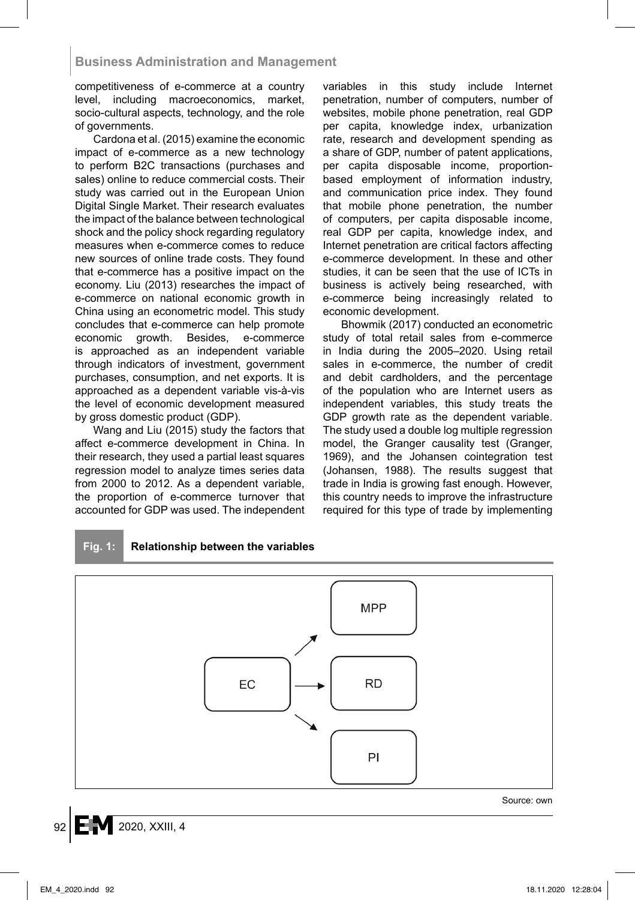competitiveness of e-commerce at a country level, including macroeconomics, market, socio-cultural aspects, technology, and the role of governments.

Cardona et al. (2015) examine the economic impact of e-commerce as a new technology to perform B2C transactions (purchases and sales) online to reduce commercial costs. Their study was carried out in the European Union Digital Single Market. Their research evaluates the impact of the balance between technological shock and the policy shock regarding regulatory measures when e-commerce comes to reduce new sources of online trade costs. They found that e-commerce has a positive impact on the economy. Liu (2013) researches the impact of e-commerce on national economic growth in China using an econometric model. This study concludes that e-commerce can help promote economic growth. Besides, e-commerce is approached as an independent variable through indicators of investment, government purchases, consumption, and net exports. It is approached as a dependent variable vis-à-vis the level of economic development measured by gross domestic product (GDP).

Wang and Liu (2015) study the factors that affect e-commerce development in China. In their research, they used a partial least squares regression model to analyze times series data from 2000 to 2012. As a dependent variable, the proportion of e-commerce turnover that accounted for GDP was used. The independent variables in this study include Internet penetration, number of computers, number of websites, mobile phone penetration, real GDP per capita, knowledge index, urbanization rate, research and development spending as a share of GDP, number of patent applications, per capita disposable income, proportion-based employment of information industry, and communication price index. They found that mobile phone penetration, the number of computers, per capita disposable income, real GDP per capita, knowledge index, and Internet penetration are critical factors affecting e-commerce development. In these and other studies, it can be seen that the use of ICTs in business is actively being researched, with e-commerce being increasingly related to economic development.

Bhowmik (2017) conducted an econometric study of total retail sales from e-commerce in India during the 2005–2020. Using retail sales in e-commerce, the number of credit and debit cardholders, and the percentage of the population who are Internet users as independent variables, this study treats the GDP growth rate as the dependent variable. The study used a double log multiple regression model, the Granger causality test (Granger, 1969), and the Johansen cointegration test (Johansen, 1988). The results suggest that trade in India is growing fast enough. However, this country needs to improve the infrastructure required for this type of trade by implementing

**Fig. 1: Relationship between the variables**

```
            ┌─────┐
          ↗ │ MPP │
┌────┐      └─────┘
│ EC │ →  │ RD  │
└────┘      ┌─────┐
          ↘ │ PI  │
            └─────┘
```

Source: own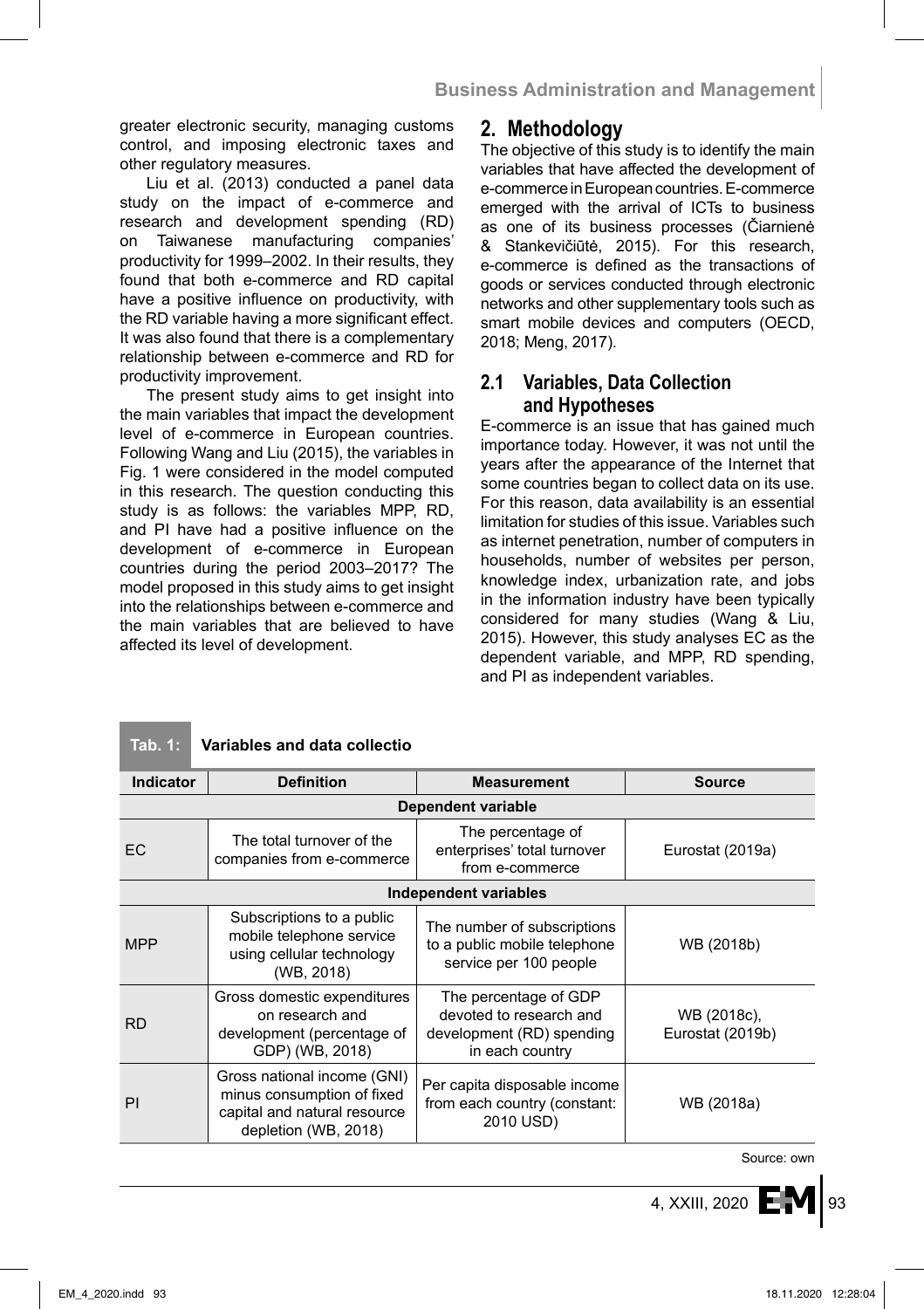greater electronic security, managing customs control, and imposing electronic taxes and other regulatory measures.

Liu et al. (2013) conducted a panel data study on the impact of e-commerce and research and development spending (RD) on Taiwanese manufacturing companies' productivity for 1999–2002. In their results, they found that both e-commerce and RD capital have a positive influence on productivity, with the RD variable having a more significant effect. It was also found that there is a complementary relationship between e-commerce and RD for productivity improvement.

The present study aims to get insight into the main variables that impact the development level of e-commerce in European countries. Following Wang and Liu (2015), the variables in Fig. 1 were considered in the model computed in this research. The question conducting this study is as follows: the variables MPP, RD, and PI have had a positive influence on the development of e-commerce in European countries during the period 2003–2017? The model proposed in this study aims to get insight into the relationships between e-commerce and the main variables that are believed to have affected its level of development.

## 2. Methodology

The objective of this study is to identify the main variables that have affected the development of e-commerce in European countries. E-commerce emerged with the arrival of ICTs to business as one of its business processes (Čiarnienė & Stankevičiūtė, 2015). For this research, e-commerce is defined as the transactions of goods or services conducted through electronic networks and other supplementary tools such as smart mobile devices and computers (OECD, 2018; Meng, 2017).

### 2.1 Variables, Data Collection and Hypotheses

E-commerce is an issue that has gained much importance today. However, it was not until the years after the appearance of the Internet that some countries began to collect data on its use. For this reason, data availability is an essential limitation for studies of this issue. Variables such as internet penetration, number of computers in households, number of websites per person, knowledge index, urbanization rate, and jobs in the information industry have been typically considered for many studies (Wang & Liu, 2015). However, this study analyses EC as the dependent variable, and MPP, RD spending, and PI as independent variables.

**Tab. 1: Variables and data collectio**

| Indicator | Definition | Measurement | Source |
|---|---|---|---|
| **Dependent variable** | | | |
| EC | The total turnover of the companies from e-commerce | The percentage of enterprises' total turnover from e-commerce | Eurostat (2019a) |
| **Independent variables** | | | |
| MPP | Subscriptions to a public mobile telephone service using cellular technology (WB, 2018) | The number of subscriptions to a public mobile telephone service per 100 people | WB (2018b) |
| RD | Gross domestic expenditures on research and development (percentage of GDP) (WB, 2018) | The percentage of GDP devoted to research and development (RD) spending in each country | WB (2018c), Eurostat (2019b) |
| PI | Gross national income (GNI) minus consumption of fixed capital and natural resource depletion (WB, 2018) | Per capita disposable income from each country (constant: 2010 USD) | WB (2018a) |

Source: own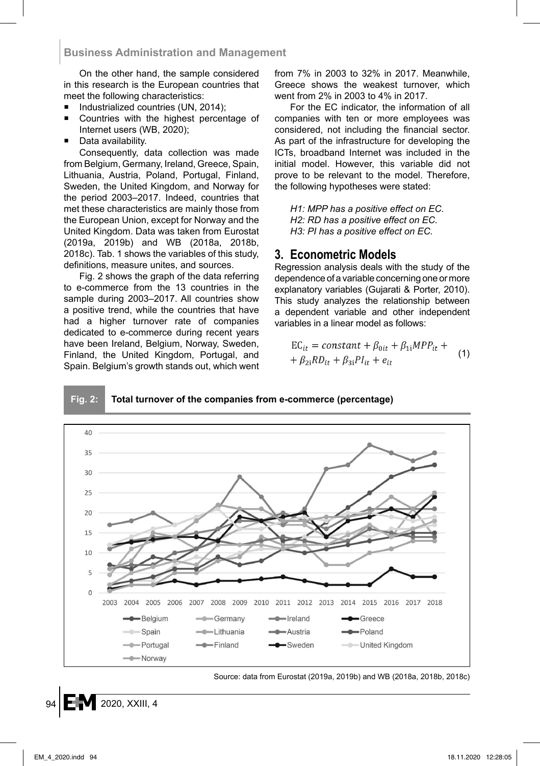On the other hand, the sample considered in this research is the European countries that meet the following characteristics:

- Industrialized countries (UN, 2014);
- Countries with the highest percentage of Internet users (WB, 2020);
- Data availability.

Consequently, data collection was made from Belgium, Germany, Ireland, Greece, Spain, Lithuania, Austria, Poland, Portugal, Finland, Sweden, the United Kingdom, and Norway for the period 2003–2017. Indeed, countries that met these characteristics are mainly those from the European Union, except for Norway and the United Kingdom. Data was taken from Eurostat (2019a, 2019b) and WB (2018a, 2018b, 2018c). Tab. 1 shows the variables of this study, definitions, measure unites, and sources.

Fig. 2 shows the graph of the data referring to e-commerce from the 13 countries in the sample during 2003–2017. All countries show a positive trend, while the countries that have had a higher turnover rate of companies dedicated to e-commerce during recent years have been Ireland, Belgium, Norway, Sweden, Finland, the United Kingdom, Portugal, and Spain. Belgium's growth stands out, which went from 7% in 2003 to 32% in 2017. Meanwhile, Greece shows the weakest turnover, which went from 2% in 2003 to 4% in 2017.

For the EC indicator, the information of all companies with ten or more employees was considered, not including the financial sector. As part of the infrastructure for developing the ICTs, broadband Internet was included in the initial model. However, this variable did not prove to be relevant to the model. Therefore, the following hypotheses were stated:

*H1: MPP has a positive effect on EC.*
*H2: RD has a positive effect on EC.*
*H3: PI has a positive effect on EC.*

## 3. Econometric Models

Regression analysis deals with the study of the dependence of a variable concerning one or more explanatory variables (Gujarati & Porter, 2010). This study analyzes the relationship between a dependent variable and other independent variables in a linear model as follows:

$$EC_{it} = constant + \beta_{0it} + \beta_{1i}MPP_{it} + \beta_{2i}RD_{it} + \beta_{3i}PI_{it} + e_{it} \quad (1)$$

**Fig. 2: Total turnover of the companies from e-commerce (percentage)**

Source: data from Eurostat (2019a, 2019b) and WB (2018a, 2018b, 2018c)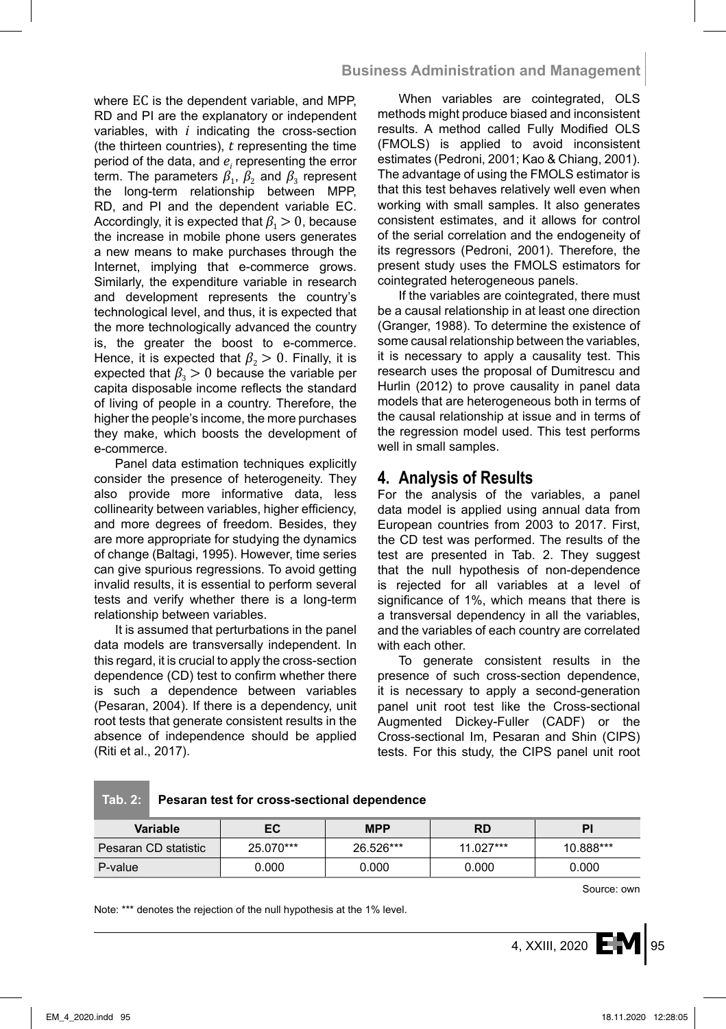where $EC$ is the dependent variable, and MPP, RD and PI are the explanatory or independent variables, with $i$ indicating the cross-section (the thirteen countries), $t$ representing the time period of the data, and $e_i$ representing the error term. The parameters $\beta_1$, $\beta_2$ and $\beta_3$ represent the long-term relationship between MPP, RD, and PI and the dependent variable EC. Accordingly, it is expected that $\beta_1 > 0$, because the increase in mobile phone users generates a new means to make purchases through the Internet, implying that e-commerce grows. Similarly, the expenditure variable in research and development represents the country's technological level, and thus, it is expected that the more technologically advanced the country is, the greater the boost to e-commerce. Hence, it is expected that $\beta_2 > 0$. Finally, it is expected that $\beta_3 > 0$ because the variable per capita disposable income reflects the standard of living of people in a country. Therefore, the higher the people's income, the more purchases they make, which boosts the development of e-commerce.

Panel data estimation techniques explicitly consider the presence of heterogeneity. They also provide more informative data, less collinearity between variables, higher efficiency, and more degrees of freedom. Besides, they are more appropriate for studying the dynamics of change (Baltagi, 1995). However, time series can give spurious regressions. To avoid getting invalid results, it is essential to perform several tests and verify whether there is a long-term relationship between variables.

It is assumed that perturbations in the panel data models are transversally independent. In this regard, it is crucial to apply the cross-section dependence (CD) test to confirm whether there is such a dependence between variables (Pesaran, 2004). If there is a dependency, unit root tests that generate consistent results in the absence of independence should be applied (Riti et al., 2017).

When variables are cointegrated, OLS methods might produce biased and inconsistent results. A method called Fully Modified OLS (FMOLS) is applied to avoid inconsistent estimates (Pedroni, 2001; Kao & Chiang, 2001). The advantage of using the FMOLS estimator is that this test behaves relatively well even when working with small samples. It also generates consistent estimates, and it allows for control of the serial correlation and the endogeneity of its regressors (Pedroni, 2001). Therefore, the present study uses the FMOLS estimators for cointegrated heterogeneous panels.

If the variables are cointegrated, there must be a causal relationship in at least one direction (Granger, 1988). To determine the existence of some causal relationship between the variables, it is necessary to apply a causality test. This research uses the proposal of Dumitrescu and Hurlin (2012) to prove causality in panel data models that are heterogeneous both in terms of the causal relationship at issue and in terms of the regression model used. This test performs well in small samples.

## 4. Analysis of Results

For the analysis of the variables, a panel data model is applied using annual data from European countries from 2003 to 2017. First, the CD test was performed. The results of the test are presented in Tab. 2. They suggest that the null hypothesis of non-dependence is rejected for all variables at a level of significance of 1%, which means that there is a transversal dependency in all the variables, and the variables of each country are correlated with each other.

To generate consistent results in the presence of such cross-section dependence, it is necessary to apply a second-generation panel unit root test like the Cross-sectional Augmented Dickey-Fuller (CADF) or the Cross-sectional Im, Pesaran and Shin (CIPS) tests. For this study, the CIPS panel unit root

**Tab. 2: Pesaran test for cross-sectional dependence**

| Variable | EC | MPP | RD | PI |
|---|---|---|---|---|
| Pesaran CD statistic | 25.070*** | 26.526*** | 11.027*** | 10.888*** |
| P-value | 0.000 | 0.000 | 0.000 | 0.000 |

Source: own

Note: *** denotes the rejection of the null hypothesis at the 1% level.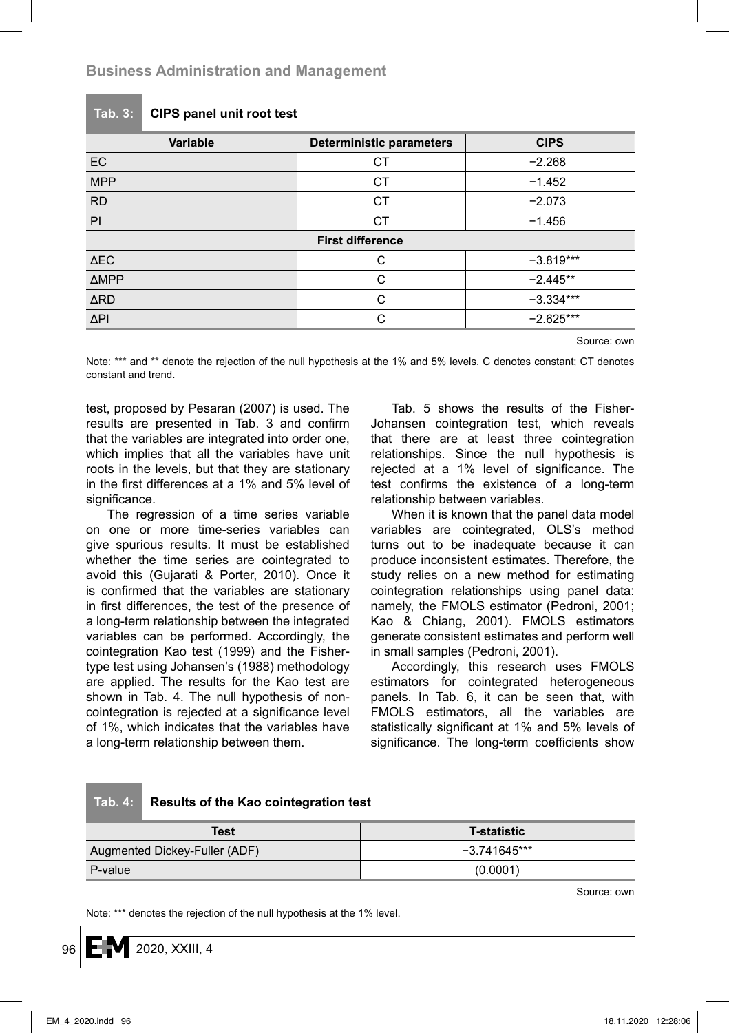**Tab. 3: CIPS panel unit root test**

| Variable | Deterministic parameters | CIPS |
|---|---|---|
| EC | CT | −2.268 |
| MPP | CT | −1.452 |
| RD | CT | −2.073 |
| PI | CT | −1.456 |
| **First difference** | | |
| ΔEC | C | −3.819*** |
| ΔMPP | C | −2.445** |
| ΔRD | C | −3.334*** |
| ΔPI | C | −2.625*** |

Source: own

Note: *** and ** denote the rejection of the null hypothesis at the 1% and 5% levels. C denotes constant; CT denotes constant and trend.

test, proposed by Pesaran (2007) is used. The results are presented in Tab. 3 and confirm that the variables are integrated into order one, which implies that all the variables have unit roots in the levels, but that they are stationary in the first differences at a 1% and 5% level of significance.

The regression of a time series variable on one or more time-series variables can give spurious results. It must be established whether the time series are cointegrated to avoid this (Gujarati & Porter, 2010). Once it is confirmed that the variables are stationary in first differences, the test of the presence of a long-term relationship between the integrated variables can be performed. Accordingly, the cointegration Kao test (1999) and the Fisher-type test using Johansen's (1988) methodology are applied. The results for the Kao test are shown in Tab. 4. The null hypothesis of non-cointegration is rejected at a significance level of 1%, which indicates that the variables have a long-term relationship between them.

Tab. 5 shows the results of the Fisher-Johansen cointegration test, which reveals that there are at least three cointegration relationships. Since the null hypothesis is rejected at a 1% level of significance. The test confirms the existence of a long-term relationship between variables.

When it is known that the panel data model variables are cointegrated, OLS's method turns out to be inadequate because it can produce inconsistent estimates. Therefore, the study relies on a new method for estimating cointegration relationships using panel data: namely, the FMOLS estimator (Pedroni, 2001; Kao & Chiang, 2001). FMOLS estimators generate consistent estimates and perform well in small samples (Pedroni, 2001).

Accordingly, this research uses FMOLS estimators for cointegrated heterogeneous panels. In Tab. 6, it can be seen that, with FMOLS estimators, all the variables are statistically significant at 1% and 5% levels of significance. The long-term coefficients show

**Tab. 4: Results of the Kao cointegration test**

| Test | T-statistic |
|---|---|
| Augmented Dickey-Fuller (ADF) | −3.741645*** |
| P-value | (0.0001) |

Source: own

Note: *** denotes the rejection of the null hypothesis at the 1% level.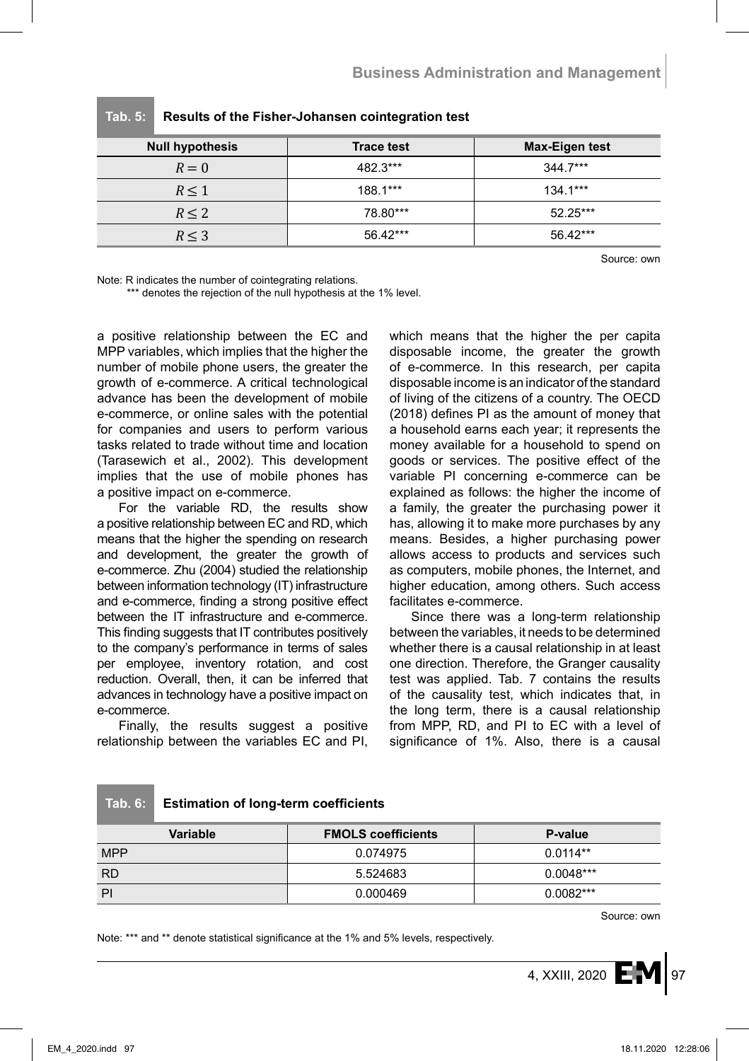**Tab. 5: Results of the Fisher-Johansen cointegration test**

| Null hypothesis | Trace test | Max-Eigen test |
|---|---|---|
| $R = 0$ | 482.3*** | 344.7*** |
| $R \leq 1$ | 188.1*** | 134.1*** |
| $R \leq 2$ | 78.80*** | 52.25*** |
| $R \leq 3$ | 56.42*** | 56.42*** |

Source: own

Note: R indicates the number of cointegrating relations.
*** denotes the rejection of the null hypothesis at the 1% level.

a positive relationship between the EC and MPP variables, which implies that the higher the number of mobile phone users, the greater the growth of e-commerce. A critical technological advance has been the development of mobile e-commerce, or online sales with the potential for companies and users to perform various tasks related to trade without time and location (Tarasewich et al., 2002). This development implies that the use of mobile phones has a positive impact on e-commerce.

For the variable RD, the results show a positive relationship between EC and RD, which means that the higher the spending on research and development, the greater the growth of e-commerce. Zhu (2004) studied the relationship between information technology (IT) infrastructure and e-commerce, finding a strong positive effect between the IT infrastructure and e-commerce. This finding suggests that IT contributes positively to the company's performance in terms of sales per employee, inventory rotation, and cost reduction. Overall, then, it can be inferred that advances in technology have a positive impact on e-commerce.

Finally, the results suggest a positive relationship between the variables EC and PI, which means that the higher the per capita disposable income, the greater the growth of e-commerce. In this research, per capita disposable income is an indicator of the standard of living of the citizens of a country. The OECD (2018) defines PI as the amount of money that a household earns each year; it represents the money available for a household to spend on goods or services. The positive effect of the variable PI concerning e-commerce can be explained as follows: the higher the income of a family, the greater the purchasing power it has, allowing it to make more purchases by any means. Besides, a higher purchasing power allows access to products and services such as computers, mobile phones, the Internet, and higher education, among others. Such access facilitates e-commerce.

Since there was a long-term relationship between the variables, it needs to be determined whether there is a causal relationship in at least one direction. Therefore, the Granger causality test was applied. Tab. 7 contains the results of the causality test, which indicates that, in the long term, there is a causal relationship from MPP, RD, and PI to EC with a level of significance of 1%. Also, there is a causal

**Tab. 6: Estimation of long-term coefficients**

| Variable | FMOLS coefficients | P-value |
|---|---|---|
| MPP | 0.074975 | 0.0114** |
| RD | 5.524683 | 0.0048*** |
| PI | 0.000469 | 0.0082*** |

Source: own

Note: *** and ** denote statistical significance at the 1% and 5% levels, respectively.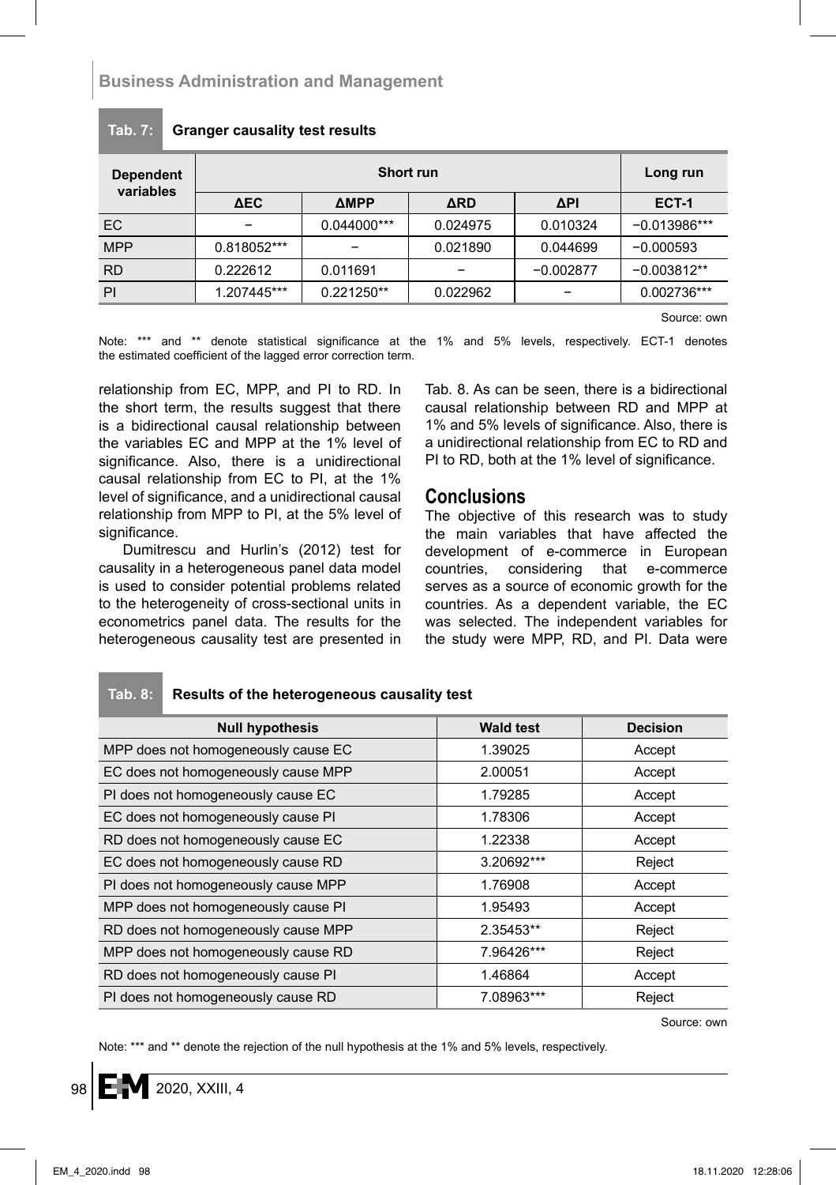Tab. 7: **Granger causality test results**

| Dependent variables | Short run | | | | Long run |
|---|---|---|---|---|---|
| | ΔEC | ΔMPP | ΔRD | ΔPI | ECT-1 |
| EC | − | 0.044000*** | 0.024975 | 0.010324 | −0.013986*** |
| MPP | 0.818052*** | − | 0.021890 | 0.044699 | −0.000593 |
| RD | 0.222612 | 0.011691 | − | −0.002877 | −0.003812** |
| PI | 1.207445*** | 0.221250** | 0.022962 | − | 0.002736*** |

Source: own

Note: *** and ** denote statistical significance at the 1% and 5% levels, respectively. ECT-1 denotes the estimated coefficient of the lagged error correction term.

relationship from EC, MPP, and PI to RD. In the short term, the results suggest that there is a bidirectional causal relationship between the variables EC and MPP at the 1% level of significance. Also, there is a unidirectional causal relationship from EC to PI, at the 1% level of significance, and a unidirectional causal relationship from MPP to PI, at the 5% level of significance.

Dumitrescu and Hurlin's (2012) test for causality in a heterogeneous panel data model is used to consider potential problems related to the heterogeneity of cross-sectional units in econometrics panel data. The results for the heterogeneous causality test are presented in Tab. 8. As can be seen, there is a bidirectional causal relationship between RD and MPP at 1% and 5% levels of significance. Also, there is a unidirectional relationship from EC to RD and PI to RD, both at the 1% level of significance.

## Conclusions

The objective of this research was to study the main variables that have affected the development of e-commerce in European countries, considering that e-commerce serves as a source of economic growth for the countries. As a dependent variable, the EC was selected. The independent variables for the study were MPP, RD, and PI. Data were

Tab. 8: **Results of the heterogeneous causality test**

| Null hypothesis | Wald test | Decision |
|---|---|---|
| MPP does not homogeneously cause EC | 1.39025 | Accept |
| EC does not homogeneously cause MPP | 2.00051 | Accept |
| PI does not homogeneously cause EC | 1.79285 | Accept |
| EC does not homogeneously cause PI | 1.78306 | Accept |
| RD does not homogeneously cause EC | 1.22338 | Accept |
| EC does not homogeneously cause RD | 3.20692*** | Reject |
| PI does not homogeneously cause MPP | 1.76908 | Accept |
| MPP does not homogeneously cause PI | 1.95493 | Accept |
| RD does not homogeneously cause MPP | 2.35453** | Reject |
| MPP does not homogeneously cause RD | 7.96426*** | Reject |
| RD does not homogeneously cause PI | 1.46864 | Accept |
| PI does not homogeneously cause RD | 7.08963*** | Reject |

Source: own

Note: *** and ** denote the rejection of the null hypothesis at the 1% and 5% levels, respectively.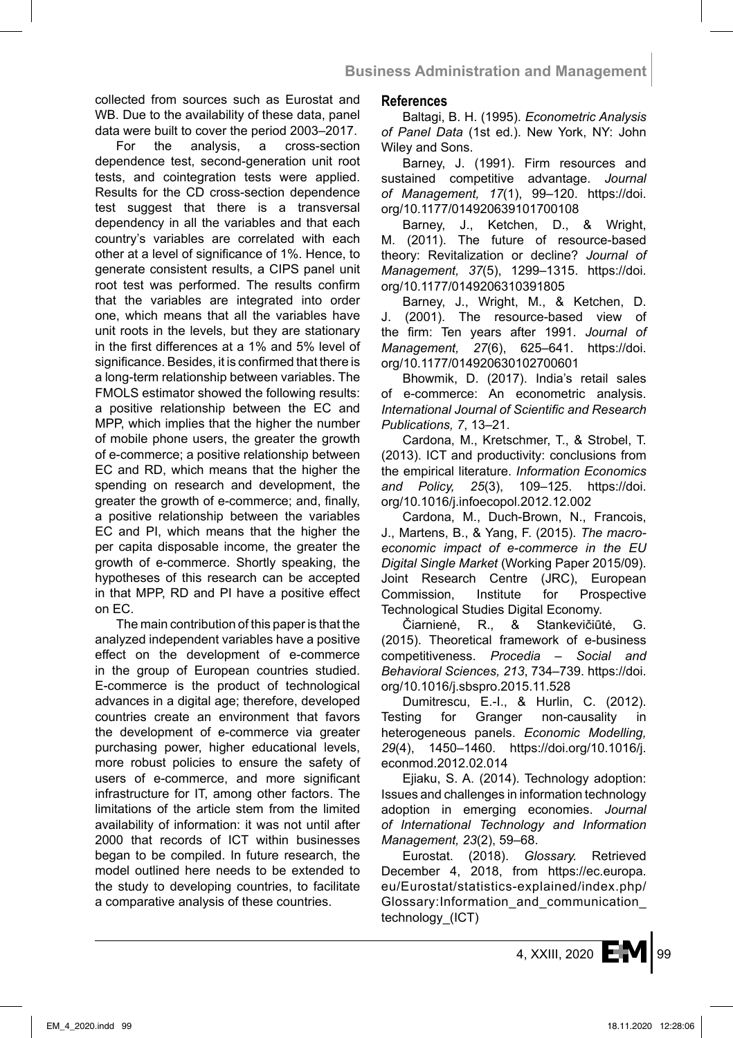collected from sources such as Eurostat and WB. Due to the availability of these data, panel data were built to cover the period 2003–2017.

For the analysis, a cross-section dependence test, second-generation unit root tests, and cointegration tests were applied. Results for the CD cross-section dependence test suggest that there is a transversal dependency in all the variables and that each country's variables are correlated with each other at a level of significance of 1%. Hence, to generate consistent results, a CIPS panel unit root test was performed. The results confirm that the variables are integrated into order one, which means that all the variables have unit roots in the levels, but they are stationary in the first differences at a 1% and 5% level of significance. Besides, it is confirmed that there is a long-term relationship between variables. The FMOLS estimator showed the following results: a positive relationship between the EC and MPP, which implies that the higher the number of mobile phone users, the greater the growth of e-commerce; a positive relationship between EC and RD, which means that the higher the spending on research and development, the greater the growth of e-commerce; and, finally, a positive relationship between the variables EC and PI, which means that the higher the per capita disposable income, the greater the growth of e-commerce. Shortly speaking, the hypotheses of this research can be accepted in that MPP, RD and PI have a positive effect on EC.

The main contribution of this paper is that the analyzed independent variables have a positive effect on the development of e-commerce in the group of European countries studied. E-commerce is the product of technological advances in a digital age; therefore, developed countries create an environment that favors the development of e-commerce via greater purchasing power, higher educational levels, more robust policies to ensure the safety of users of e-commerce, and more significant infrastructure for IT, among other factors. The limitations of the article stem from the limited availability of information: it was not until after 2000 that records of ICT within businesses began to be compiled. In future research, the model outlined here needs to be extended to the study to developing countries, to facilitate a comparative analysis of these countries.

## References

Baltagi, B. H. (1995). *Econometric Analysis of Panel Data* (1st ed.). New York, NY: John Wiley and Sons.

Barney, J. (1991). Firm resources and sustained competitive advantage. *Journal of Management, 17*(1), 99–120. https://doi.org/10.1177/014920639101700108

Barney, J., Ketchen, D., & Wright, M. (2011). The future of resource-based theory: Revitalization or decline? *Journal of Management, 37*(5), 1299–1315. https://doi.org/10.1177/0149206310391805

Barney, J., Wright, M., & Ketchen, D. J. (2001). The resource-based view of the firm: Ten years after 1991. *Journal of Management, 27*(6), 625–641. https://doi.org/10.1177/014920630102700601

Bhowmik, D. (2017). India's retail sales of e-commerce: An econometric analysis. *International Journal of Scientific and Research Publications, 7*, 13–21.

Cardona, M., Kretschmer, T., & Strobel, T. (2013). ICT and productivity: conclusions from the empirical literature. *Information Economics and Policy, 25*(3), 109–125. https://doi.org/10.1016/j.infoecopol.2012.12.002

Cardona, M., Duch-Brown, N., Francois, J., Martens, B., & Yang, F. (2015). *The macro-economic impact of e-commerce in the EU Digital Single Market* (Working Paper 2015/09). Joint Research Centre (JRC), European Commission, Institute for Prospective Technological Studies Digital Economy.

Čiarnienė, R., & Stankevičiūtė, G. (2015). Theoretical framework of e-business competitiveness. *Procedia – Social and Behavioral Sciences, 213*, 734–739. https://doi.org/10.1016/j.sbspro.2015.11.528

Dumitrescu, E.-I., & Hurlin, C. (2012). Testing for Granger non-causality in heterogeneous panels. *Economic Modelling, 29*(4), 1450–1460. https://doi.org/10.1016/j.econmod.2012.02.014

Ejiaku, S. A. (2014). Technology adoption: Issues and challenges in information technology adoption in emerging economies. *Journal of International Technology and Information Management, 23*(2), 59–68.

Eurostat. (2018). *Glossary.* Retrieved December 4, 2018, from https://ec.europa.eu/Eurostat/statistics-explained/index.php/Glossary:Information_and_communication_technology_(ICT)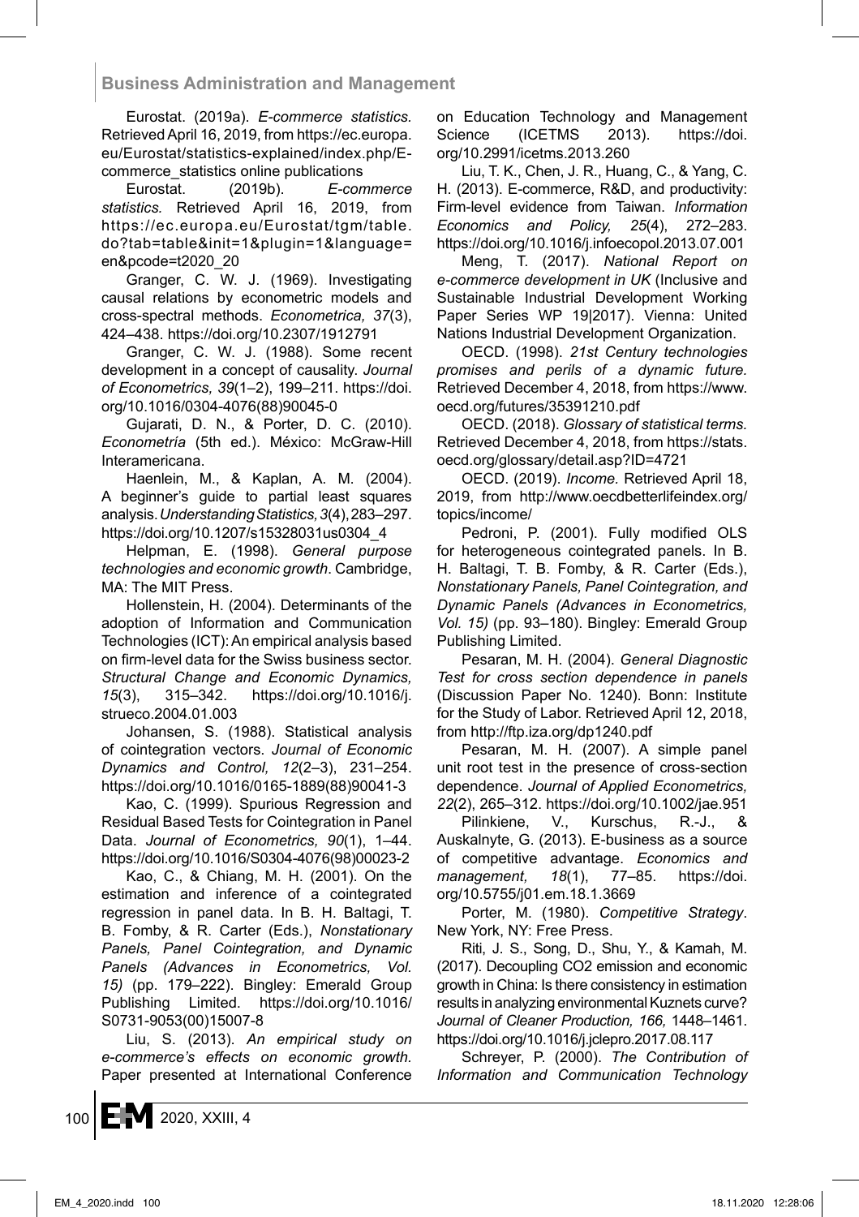Eurostat. (2019a). *E-commerce statistics*. Retrieved April 16, 2019, from https://ec.europa.eu/Eurostat/statistics-explained/index.php/E-commerce_statistics online publications

Eurostat. (2019b). *E-commerce statistics.* Retrieved April 16, 2019, from https://ec.europa.eu/Eurostat/tgm/table.do?tab=table&init=1&plugin=1&language=en&pcode=t2020_20

Granger, C. W. J. (1969). Investigating causal relations by econometric models and cross-spectral methods. *Econometrica, 37*(3), 424–438. https://doi.org/10.2307/1912791

Granger, C. W. J. (1988). Some recent development in a concept of causality. *Journal of Econometrics, 39*(1–2), 199–211. https://doi.org/10.1016/0304-4076(88)90045-0

Gujarati, D. N., & Porter, D. C. (2010). *Econometría* (5th ed.). México: McGraw-Hill Interamericana.

Haenlein, M., & Kaplan, A. M. (2004). A beginner's guide to partial least squares analysis. *Understanding Statistics, 3*(4), 283–297. https://doi.org/10.1207/s15328031us0304_4

Helpman, E. (1998). *General purpose technologies and economic growth*. Cambridge, MA: The MIT Press.

Hollenstein, H. (2004). Determinants of the adoption of Information and Communication Technologies (ICT): An empirical analysis based on firm-level data for the Swiss business sector. *Structural Change and Economic Dynamics, 15*(3), 315–342. https://doi.org/10.1016/j.strueco.2004.01.003

Johansen, S. (1988). Statistical analysis of cointegration vectors. *Journal of Economic Dynamics and Control, 12*(2–3), 231–254. https://doi.org/10.1016/0165-1889(88)90041-3

Kao, C. (1999). Spurious Regression and Residual Based Tests for Cointegration in Panel Data. *Journal of Econometrics, 90*(1), 1–44. https://doi.org/10.1016/S0304-4076(98)00023-2

Kao, C., & Chiang, M. H. (2001). On the estimation and inference of a cointegrated regression in panel data. In B. H. Baltagi, T. B. Fomby, & R. Carter (Eds.), *Nonstationary Panels, Panel Cointegration, and Dynamic Panels (Advances in Econometrics, Vol. 15)* (pp. 179–222). Bingley: Emerald Group Publishing Limited. https://doi.org/10.1016/S0731-9053(00)15007-8

Liu, S. (2013). *An empirical study on e-commerce's effects on economic growth.* Paper presented at International Conference on Education Technology and Management Science (ICETMS 2013). https://doi.org/10.2991/icetms.2013.260

Liu, T. K., Chen, J. R., Huang, C., & Yang, C. H. (2013). E-commerce, R&D, and productivity: Firm-level evidence from Taiwan. *Information Economics and Policy, 25*(4), 272–283. https://doi.org/10.1016/j.infoecopol.2013.07.001

Meng, T. (2017). *National Report on e-commerce development in UK* (Inclusive and Sustainable Industrial Development Working Paper Series WP 19|2017). Vienna: United Nations Industrial Development Organization.

OECD. (1998). *21st Century technologies promises and perils of a dynamic future.* Retrieved December 4, 2018, from https://www.oecd.org/futures/35391210.pdf

OECD. (2018). *Glossary of statistical terms.* Retrieved December 4, 2018, from https://stats.oecd.org/glossary/detail.asp?ID=4721

OECD. (2019). *Income.* Retrieved April 18, 2019, from http://www.oecdbetterlifeindex.org/topics/income/

Pedroni, P. (2001). Fully modified OLS for heterogeneous cointegrated panels. In B. H. Baltagi, T. B. Fomby, & R. Carter (Eds.), *Nonstationary Panels, Panel Cointegration, and Dynamic Panels (Advances in Econometrics, Vol. 15)* (pp. 93–180). Bingley: Emerald Group Publishing Limited.

Pesaran, M. H. (2004). *General Diagnostic Test for cross section dependence in panels* (Discussion Paper No. 1240). Bonn: Institute for the Study of Labor. Retrieved April 12, 2018, from http://ftp.iza.org/dp1240.pdf

Pesaran, M. H. (2007). A simple panel unit root test in the presence of cross-section dependence. *Journal of Applied Econometrics, 22*(2), 265–312. https://doi.org/10.1002/jae.951

Pilinkiene, V., Kurschus, R.-J., & Auskalnyte, G. (2013). E-business as a source of competitive advantage. *Economics and management, 18*(1), 77–85. https://doi.org/10.5755/j01.em.18.1.3669

Porter, M. (1980). *Competitive Strategy*. New York, NY: Free Press.

Riti, J. S., Song, D., Shu, Y., & Kamah, M. (2017). Decoupling CO2 emission and economic growth in China: Is there consistency in estimation results in analyzing environmental Kuznets curve? *Journal of Cleaner Production, 166,* 1448–1461. https://doi.org/10.1016/j.jclepro.2017.08.117

Schreyer, P. (2000). *The Contribution of Information and Communication Technology*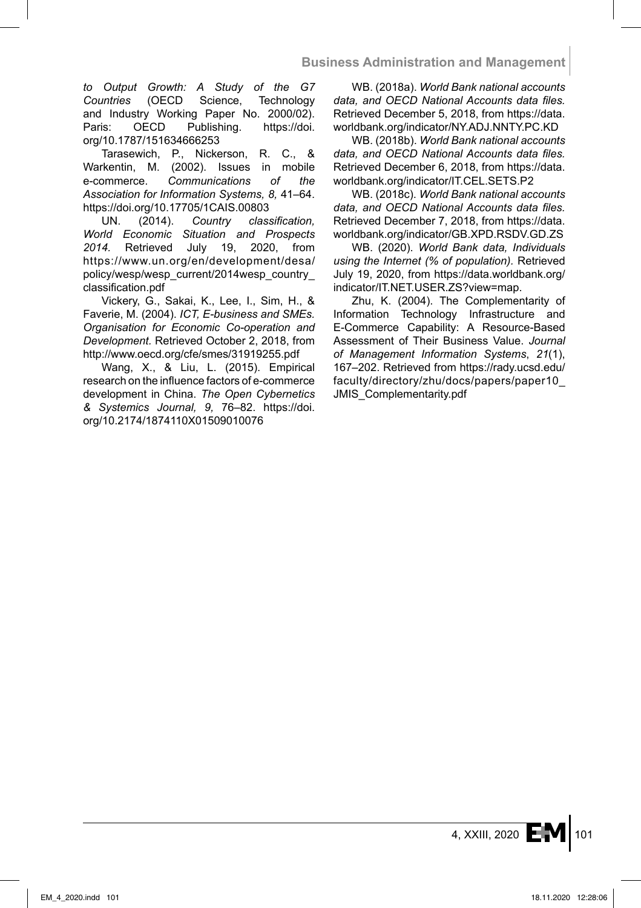*to Output Growth: A Study of the G7 Countries* (OECD Science, Technology and Industry Working Paper No. 2000/02). Paris: OECD Publishing. https://doi.org/10.1787/151634666253

Tarasewich, P., Nickerson, R. C., & Warkentin, M. (2002). Issues in mobile e-commerce. *Communications of the Association for Information Systems, 8,* 41–64. https://doi.org/10.17705/1CAIS.00803

UN. (2014). *Country classification, World Economic Situation and Prospects 2014.* Retrieved July 19, 2020, from https://www.un.org/en/development/desa/policy/wesp/wesp_current/2014wesp_country_classification.pdf

Vickery, G., Sakai, K., Lee, I., Sim, H., & Faverie, M. (2004). *ICT, E-business and SMEs. Organisation for Economic Co-operation and Development.* Retrieved October 2, 2018, from http://www.oecd.org/cfe/smes/31919255.pdf

Wang, X., & Liu, L. (2015). Empirical research on the influence factors of e-commerce development in China. *The Open Cybernetics & Systemics Journal, 9,* 76–82. https://doi.org/10.2174/1874110X01509010076

WB. (2018a). *World Bank national accounts data, and OECD National Accounts data files.* Retrieved December 5, 2018, from https://data.worldbank.org/indicator/NY.ADJ.NNTY.PC.KD

WB. (2018b). *World Bank national accounts data, and OECD National Accounts data files.* Retrieved December 6, 2018, from https://data.worldbank.org/indicator/IT.CEL.SETS.P2

WB. (2018c). *World Bank national accounts data, and OECD National Accounts data files.* Retrieved December 7, 2018, from https://data.worldbank.org/indicator/GB.XPD.RSDV.GD.ZS

WB. (2020). *World Bank data, Individuals using the Internet (% of population).* Retrieved July 19, 2020, from https://data.worldbank.org/indicator/IT.NET.USER.ZS?view=map.

Zhu, K. (2004). The Complementarity of Information Technology Infrastructure and E-Commerce Capability: A Resource-Based Assessment of Their Business Value. *Journal of Management Information Systems*, *21*(1), 167–202. Retrieved from https://rady.ucsd.edu/faculty/directory/zhu/docs/papers/paper10_JMIS_Complementarity.pdf